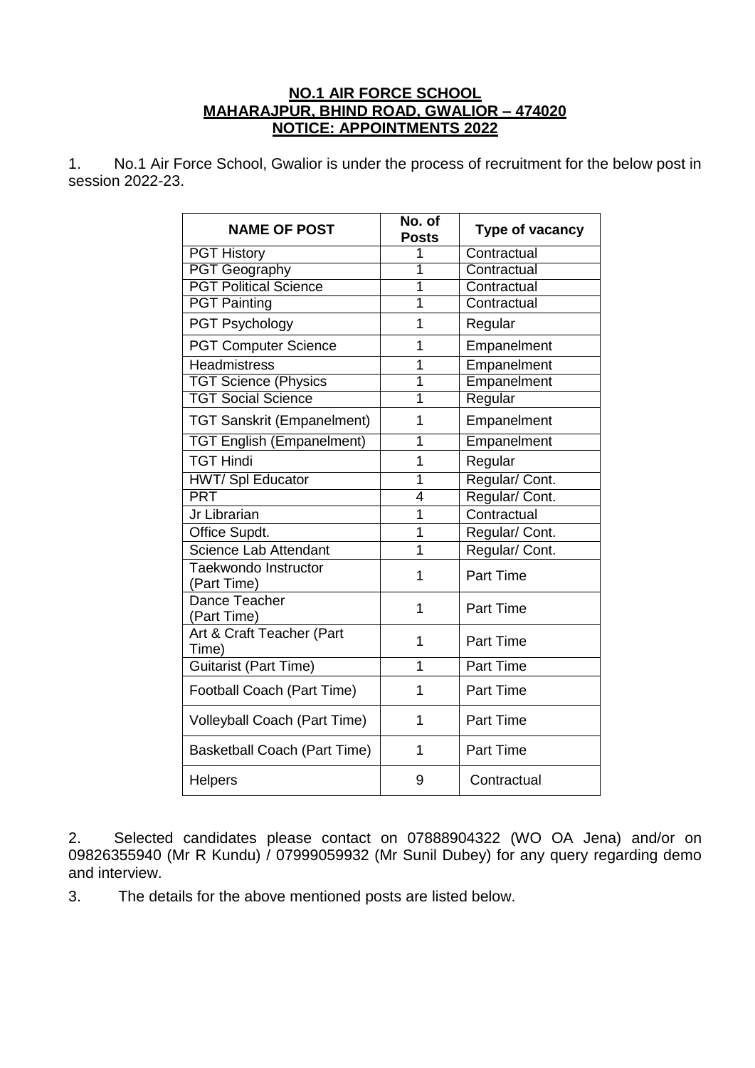**NO.1 AIR FORCE SCHOOL**
**MAHARAJPUR, BHIND ROAD, GWALIOR – 474020**
**NOTICE: APPOINTMENTS 2022**

1. No.1 Air Force School, Gwalior is under the process of recruitment for the below post in session 2022-23.

| NAME OF POST | No. of Posts | Type of vacancy |
|---|---|---|
| PGT History | 1 | Contractual |
| PGT Geography | 1 | Contractual |
| PGT Political Science | 1 | Contractual |
| PGT Painting | 1 | Contractual |
| PGT Psychology | 1 | Regular |
| PGT Computer Science | 1 | Empanelment |
| Headmistress | 1 | Empanelment |
| TGT Science (Physics | 1 | Empanelment |
| TGT Social Science | 1 | Regular |
| TGT Sanskrit (Empanelment) | 1 | Empanelment |
| TGT English (Empanelment) | 1 | Empanelment |
| TGT Hindi | 1 | Regular |
| HWT/ Spl Educator | 1 | Regular/ Cont. |
| PRT | 4 | Regular/ Cont. |
| Jr Librarian | 1 | Contractual |
| Office Supdt. | 1 | Regular/ Cont. |
| Science Lab Attendant | 1 | Regular/ Cont. |
| Taekwondo Instructor (Part Time) | 1 | Part Time |
| Dance Teacher (Part Time) | 1 | Part Time |
| Art & Craft Teacher (Part Time) | 1 | Part Time |
| Guitarist (Part Time) | 1 | Part Time |
| Football Coach (Part Time) | 1 | Part Time |
| Volleyball Coach (Part Time) | 1 | Part Time |
| Basketball Coach (Part Time) | 1 | Part Time |
| Helpers | 9 | Contractual |

2. Selected candidates please contact on 07888904322 (WO OA Jena) and/or on 09826355940 (Mr R Kundu) / 07999059932 (Mr Sunil Dubey) for any query regarding demo and interview.

3. The details for the above mentioned posts are listed below.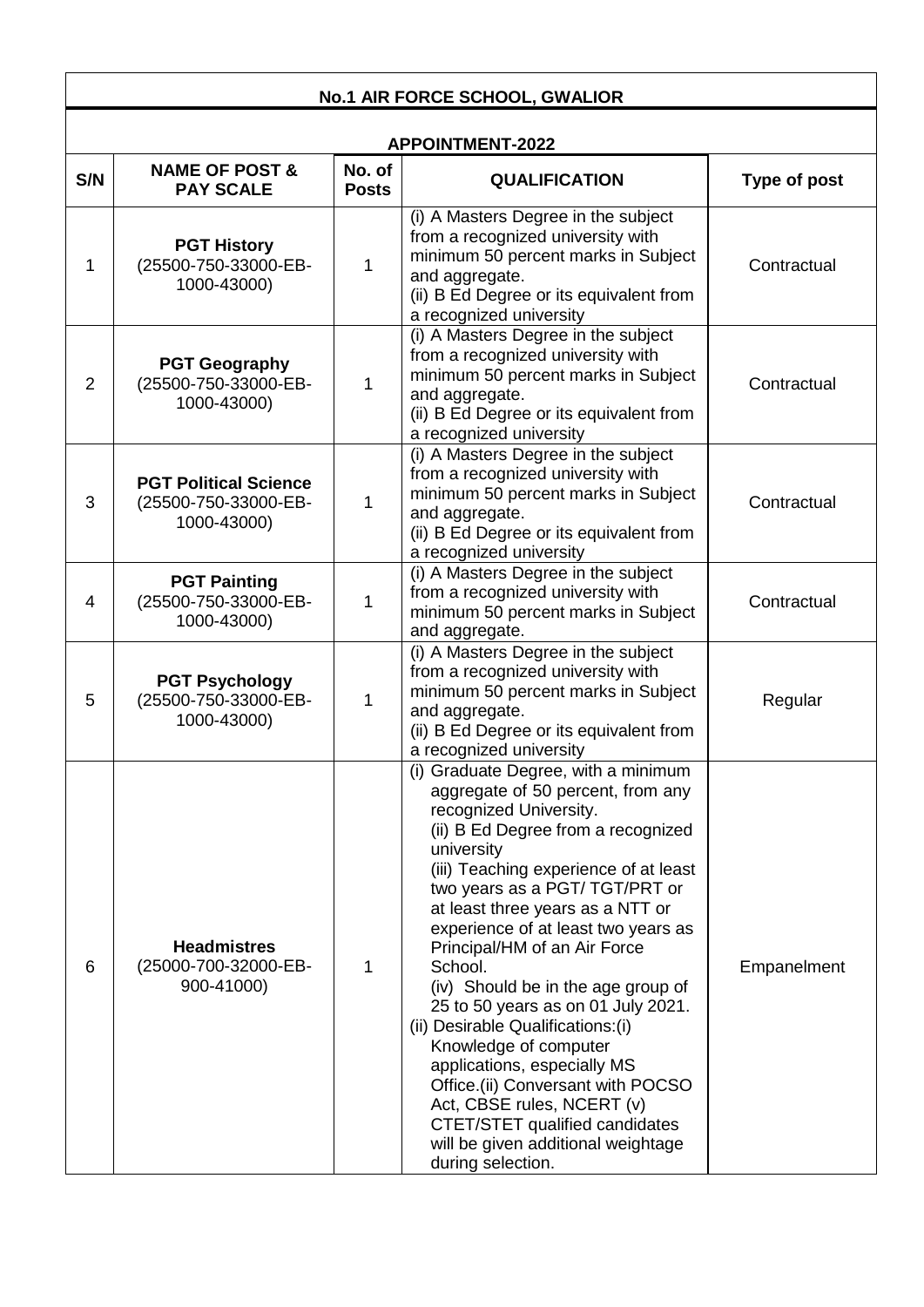## No.1 AIR FORCE SCHOOL, GWALIOR

### APPOINTMENT-2022

| S/N | NAME OF POST & PAY SCALE | No. of Posts | QUALIFICATION | Type of post |
|---|---|---|---|---|
| 1 | **PGT History** (25500-750-33000-EB-1000-43000) | 1 | (i) A Masters Degree in the subject from a recognized university with minimum 50 percent marks in Subject and aggregate.<br>(ii) B Ed Degree or its equivalent from a recognized university | Contractual |
| 2 | **PGT Geography** (25500-750-33000-EB-1000-43000) | 1 | (i) A Masters Degree in the subject from a recognized university with minimum 50 percent marks in Subject and aggregate.<br>(ii) B Ed Degree or its equivalent from a recognized university | Contractual |
| 3 | **PGT Political Science** (25500-750-33000-EB-1000-43000) | 1 | (i) A Masters Degree in the subject from a recognized university with minimum 50 percent marks in Subject and aggregate.<br>(ii) B Ed Degree or its equivalent from a recognized university | Contractual |
| 4 | **PGT Painting** (25500-750-33000-EB-1000-43000) | 1 | (i) A Masters Degree in the subject from a recognized university with minimum 50 percent marks in Subject and aggregate. | Contractual |
| 5 | **PGT Psychology** (25500-750-33000-EB-1000-43000) | 1 | (i) A Masters Degree in the subject from a recognized university with minimum 50 percent marks in Subject and aggregate.<br>(ii) B Ed Degree or its equivalent from a recognized university | Regular |
| 6 | **Headmistres** (25000-700-32000-EB-900-41000) | 1 | (i) Graduate Degree, with a minimum aggregate of 50 percent, from any recognized University.<br>(ii) B Ed Degree from a recognized university<br>(iii) Teaching experience of at least two years as a PGT/ TGT/PRT or at least three years as a NTT or experience of at least two years as Principal/HM of an Air Force School.<br>(iv) Should be in the age group of 25 to 50 years as on 01 July 2021.<br>(ii) Desirable Qualifications:(i) Knowledge of computer applications, especially MS Office.(ii) Conversant with POCSO Act, CBSE rules, NCERT (v) CTET/STET qualified candidates will be given additional weightage during selection. | Empanelment |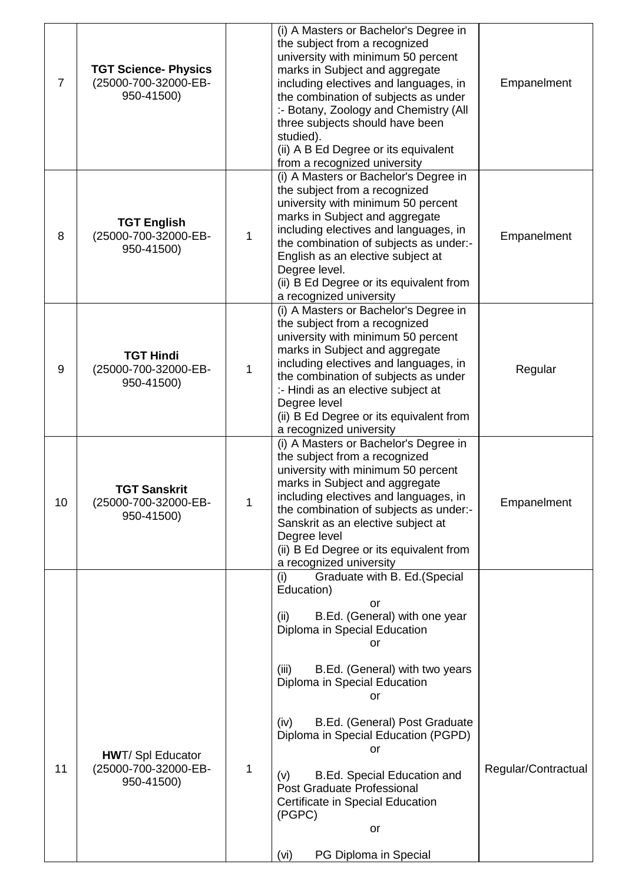| 7 | **TGT Science- Physics** (25000-700-32000-EB-950-41500) | | (i) A Masters or Bachelor's Degree in the subject from a recognized university with minimum 50 percent marks in Subject and aggregate including electives and languages, in the combination of subjects as under :- Botany, Zoology and Chemistry (All three subjects should have been studied).<br>(ii) A B Ed Degree or its equivalent from a recognized university | Empanelment |
|---|---|---|---|---|
| 8 | **TGT English** (25000-700-32000-EB-950-41500) | 1 | (i) A Masters or Bachelor's Degree in the subject from a recognized university with minimum 50 percent marks in Subject and aggregate including electives and languages, in the combination of subjects as under:- English as an elective subject at Degree level.<br>(ii) B Ed Degree or its equivalent from a recognized university | Empanelment |
| 9 | **TGT Hindi** (25000-700-32000-EB-950-41500) | 1 | (i) A Masters or Bachelor's Degree in the subject from a recognized university with minimum 50 percent marks in Subject and aggregate including electives and languages, in the combination of subjects as under :- Hindi as an elective subject at Degree level<br>(ii) B Ed Degree or its equivalent from a recognized university | Regular |
| 10 | **TGT Sanskrit** (25000-700-32000-EB-950-41500) | 1 | (i) A Masters or Bachelor's Degree in the subject from a recognized university with minimum 50 percent marks in Subject and aggregate including electives and languages, in the combination of subjects as under:- Sanskrit as an elective subject at Degree level<br>(ii) B Ed Degree or its equivalent from a recognized university | Empanelment |
| 11 | **HW**T/ Spl Educator (25000-700-32000-EB-950-41500) | 1 | (i) Graduate with B. Ed.(Special Education)<br>or<br>(ii) B.Ed. (General) with one year Diploma in Special Education<br>or<br>(iii) B.Ed. (General) with two years Diploma in Special Education<br>or<br>(iv) B.Ed. (General) Post Graduate Diploma in Special Education (PGPD)<br>or<br>(v) B.Ed. Special Education and Post Graduate Professional Certificate in Special Education (PGPC)<br>or<br>(vi) PG Diploma in Special | Regular/Contractual |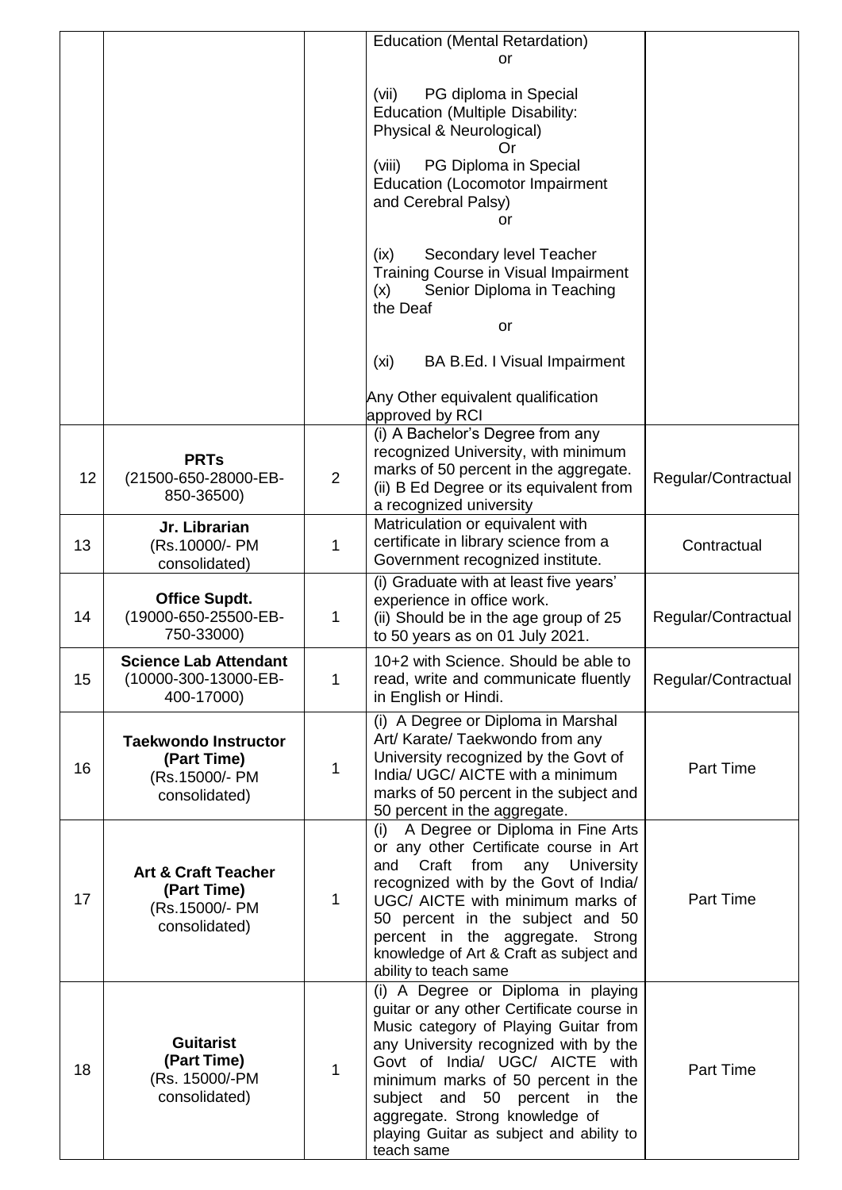| | | | | |
|---|---|---|---|---|
| | | | Education (Mental Retardation)<br>or<br>(vii) PG diploma in Special Education (Multiple Disability: Physical & Neurological)<br>Or<br>(viii) PG Diploma in Special Education (Locomotor Impairment and Cerebral Palsy)<br>or<br>(ix) Secondary level Teacher Training Course in Visual Impairment<br>(x) Senior Diploma in Teaching the Deaf<br>or<br>(xi) BA B.Ed. I Visual Impairment<br>Any Other equivalent qualification approved by RCI | |
| 12 | **PRTs**<br>(21500-650-28000-EB-850-36500) | 2 | (i) A Bachelor's Degree from any recognized University, with minimum marks of 50 percent in the aggregate.<br>(ii) B Ed Degree or its equivalent from a recognized university | Regular/Contractual |
| 13 | **Jr. Librarian**<br>(Rs.10000/- PM consolidated) | 1 | Matriculation or equivalent with certificate in library science from a Government recognized institute. | Contractual |
| 14 | **Office Supdt.**<br>(19000-650-25500-EB-750-33000) | 1 | (i) Graduate with at least five years' experience in office work.<br>(ii) Should be in the age group of 25 to 50 years as on 01 July 2021. | Regular/Contractual |
| 15 | **Science Lab Attendant**<br>(10000-300-13000-EB-400-17000) | 1 | 10+2 with Science. Should be able to read, write and communicate fluently in English or Hindi. | Regular/Contractual |
| 16 | **Taekwondo Instructor (Part Time)**<br>(Rs.15000/- PM consolidated) | 1 | (i) A Degree or Diploma in Marshal Art/ Karate/ Taekwondo from any University recognized by the Govt of India/ UGC/ AICTE with a minimum marks of 50 percent in the subject and 50 percent in the aggregate. | Part Time |
| 17 | **Art & Craft Teacher (Part Time)**<br>(Rs.15000/- PM consolidated) | 1 | (i) A Degree or Diploma in Fine Arts or any other Certificate course in Art and Craft from any University recognized with by the Govt of India/ UGC/ AICTE with minimum marks of 50 percent in the subject and 50 percent in the aggregate. Strong knowledge of Art & Craft as subject and ability to teach same | Part Time |
| 18 | **Guitarist (Part Time)**<br>(Rs. 15000/-PM consolidated) | 1 | (i) A Degree or Diploma in playing guitar or any other Certificate course in Music category of Playing Guitar from any University recognized with by the Govt of India/ UGC/ AICTE with minimum marks of 50 percent in the subject and 50 percent in the aggregate. Strong knowledge of playing Guitar as subject and ability to teach same | Part Time |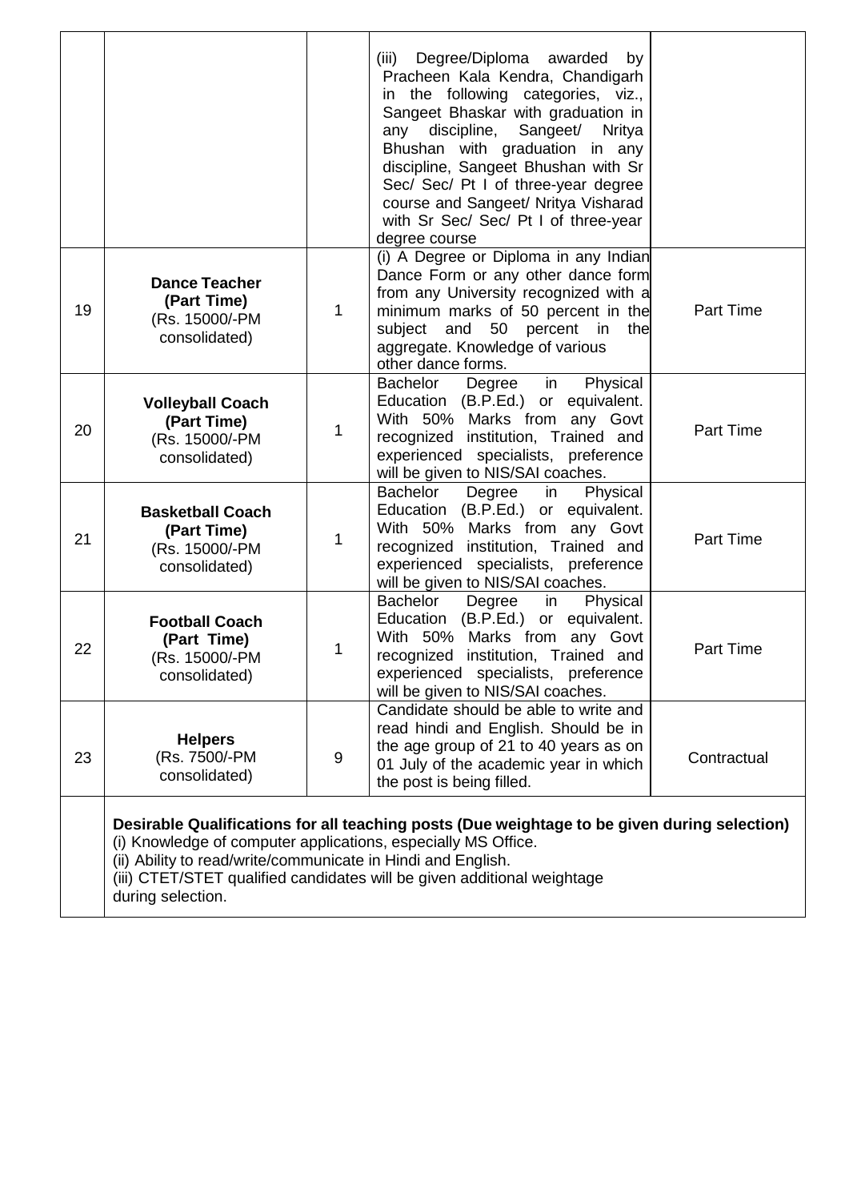| | | | | |
|---|---|---|---|---|
| | | | (iii) Degree/Diploma awarded by Pracheen Kala Kendra, Chandigarh in the following categories, viz., Sangeet Bhaskar with graduation in any discipline, Sangeet/ Nritya Bhushan with graduation in any discipline, Sangeet Bhushan with Sr Sec/ Sec/ Pt I of three-year degree course and Sangeet/ Nritya Visharad with Sr Sec/ Sec/ Pt I of three-year degree course | |
| 19 | **Dance Teacher (Part Time)** (Rs. 15000/-PM consolidated) | 1 | (i) A Degree or Diploma in any Indian Dance Form or any other dance form from any University recognized with a minimum marks of 50 percent in the subject and 50 percent in the aggregate. Knowledge of various other dance forms. | Part Time |
| 20 | **Volleyball Coach (Part Time)** (Rs. 15000/-PM consolidated) | 1 | Bachelor Degree in Physical Education (B.P.Ed.) or equivalent. With 50% Marks from any Govt recognized institution, Trained and experienced specialists, preference will be given to NIS/SAI coaches. | Part Time |
| 21 | **Basketball Coach (Part Time)** (Rs. 15000/-PM consolidated) | 1 | Bachelor Degree in Physical Education (B.P.Ed.) or equivalent. With 50% Marks from any Govt recognized institution, Trained and experienced specialists, preference will be given to NIS/SAI coaches. | Part Time |
| 22 | **Football Coach (Part Time)** (Rs. 15000/-PM consolidated) | 1 | Bachelor Degree in Physical Education (B.P.Ed.) or equivalent. With 50% Marks from any Govt recognized institution, Trained and experienced specialists, preference will be given to NIS/SAI coaches. | Part Time |
| 23 | **Helpers** (Rs. 7500/-PM consolidated) | 9 | Candidate should be able to write and read hindi and English. Should be in the age group of 21 to 40 years as on 01 July of the academic year in which the post is being filled. | Contractual |
| | **Desirable Qualifications for all teaching posts (Due weightage to be given during selection)** (i) Knowledge of computer applications, especially MS Office. (ii) Ability to read/write/communicate in Hindi and English. (iii) CTET/STET qualified candidates will be given additional weightage during selection. | | | |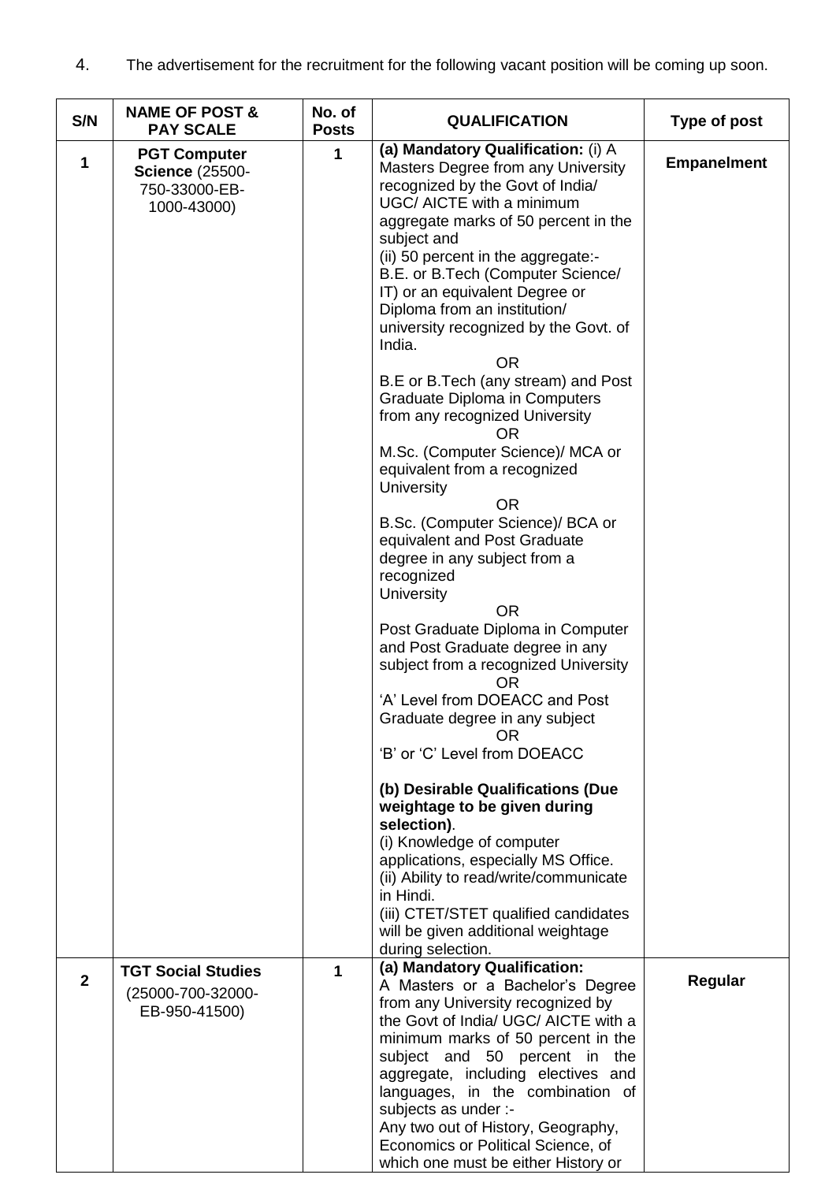4. The advertisement for the recruitment for the following vacant position will be coming up soon.

| S/N | NAME OF POST & PAY SCALE | No. of Posts | QUALIFICATION | Type of post |
|---|---|---|---|---|
| **1** | **PGT Computer Science** (25500-750-33000-EB-1000-43000) | **1** | **(a) Mandatory Qualification:** (i) A Masters Degree from any University recognized by the Govt of India/ UGC/ AICTE with a minimum aggregate marks of 50 percent in the subject and<br>(ii) 50 percent in the aggregate:-<br>B.E. or B.Tech (Computer Science/ IT) or an equivalent Degree or Diploma from an institution/ university recognized by the Govt. of India.<br>OR<br>B.E or B.Tech (any stream) and Post Graduate Diploma in Computers from any recognized University<br>OR<br>M.Sc. (Computer Science)/ MCA or equivalent from a recognized University<br>OR<br>B.Sc. (Computer Science)/ BCA or equivalent and Post Graduate degree in any subject from a recognized University<br>OR<br>Post Graduate Diploma in Computer and Post Graduate degree in any subject from a recognized University<br>OR<br>'A' Level from DOEACC and Post Graduate degree in any subject<br>OR<br>'B' or 'C' Level from DOEACC<br><br>**(b) Desirable Qualifications (Due weightage to be given during selection)**.<br>(i) Knowledge of computer applications, especially MS Office.<br>(ii) Ability to read/write/communicate in Hindi.<br>(iii) CTET/STET qualified candidates will be given additional weightage during selection. | **Empanelment** |
| **2** | **TGT Social Studies** (25000-700-32000-EB-950-41500) | **1** | **(a) Mandatory Qualification:**<br>A Masters or a Bachelor's Degree from any University recognized by the Govt of India/ UGC/ AICTE with a minimum marks of 50 percent in the subject and 50 percent in the aggregate, including electives and languages, in the combination of subjects as under :-<br>Any two out of History, Geography, Economics or Political Science, of which one must be either History or | **Regular** |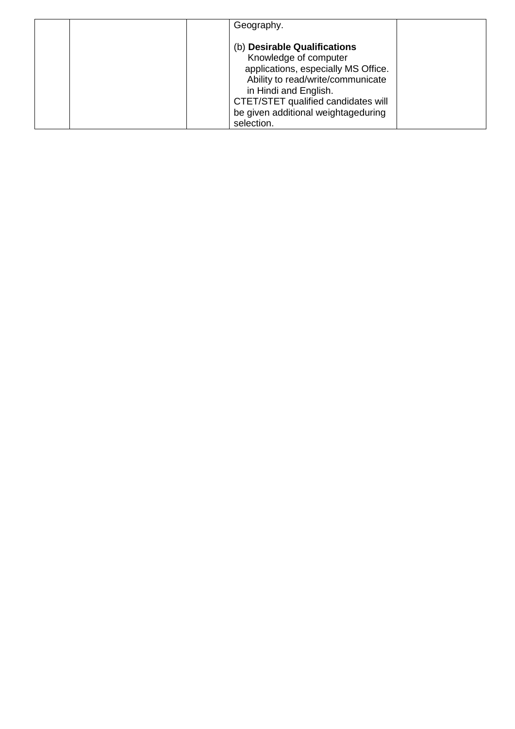| | | | | |
|---|---|---|---|---|
| | | | Geography.<br><br>(b) **Desirable Qualifications**<br>Knowledge of computer applications, especially MS Office.<br>Ability to read/write/communicate in Hindi and English.<br>CTET/STET qualified candidates will be given additional weightageduring selection. | |